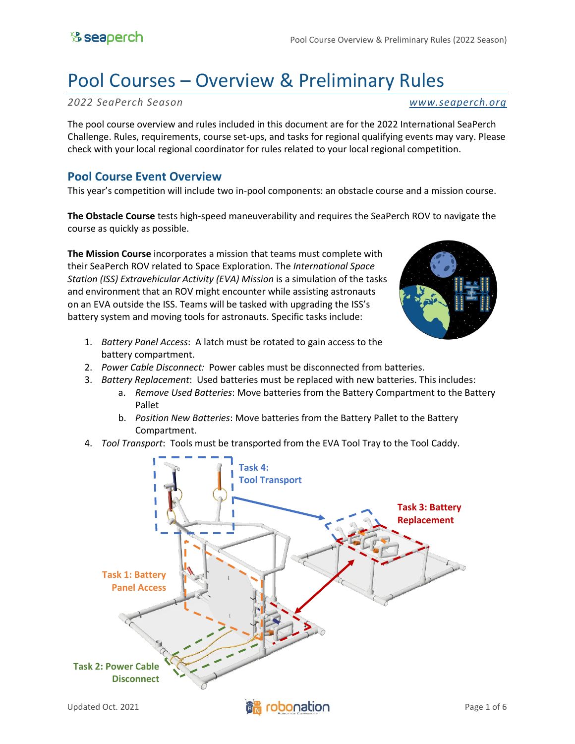# Pool Courses – Overview & Preliminary Rules

*2022 SeaPerch Season* www.seaperch.org

The pool course overview and rules included in this document are for the 2022 International SeaPerch Challenge. Rules, requirements, course set-ups, and tasks for regional qualifying events may vary. Please check with your local regional coordinator for rules related to your local regional competition.

## Pool Course Event Overview

This year's competition will include two in-pool components: an obstacle course and a mission course.

**The Obstacle Course** tests high-speed maneuverability and requires the SeaPerch ROV to navigate the course as quickly as possible.

**The Mission Course** incorporates a mission that teams must complete with their SeaPerch ROV related to Space Exploration. The *International Space Station (ISS) Extravehicular Activity (EVA) Mission* is a simulation of the tasks and environment that an ROV might encounter while assisting astronauts on an EVA outside the ISS. Teams will be tasked with upgrading the ISS's battery system and moving tools for astronauts. Specific tasks include:

1. *Battery Panel Access*: A latch must be rotated to gain access to the battery compartment.
2. *Power Cable Disconnect:* Power cables must be disconnected from batteries.
3. *Battery Replacement*: Used batteries must be replaced with new batteries. This includes:
   a. *Remove Used Batteries*: Move batteries from the Battery Compartment to the Battery Pallet
   b. *Position New Batteries*: Move batteries from the Battery Pallet to the Battery Compartment.
4. *Tool Transport*: Tools must be transported from the EVA Tool Tray to the Tool Caddy.

Task 4: Tool Transport

Task 3: Battery Replacement

Task 1: Battery Panel Access

Task 2: Power Cable Disconnect

Updated Oct. 2021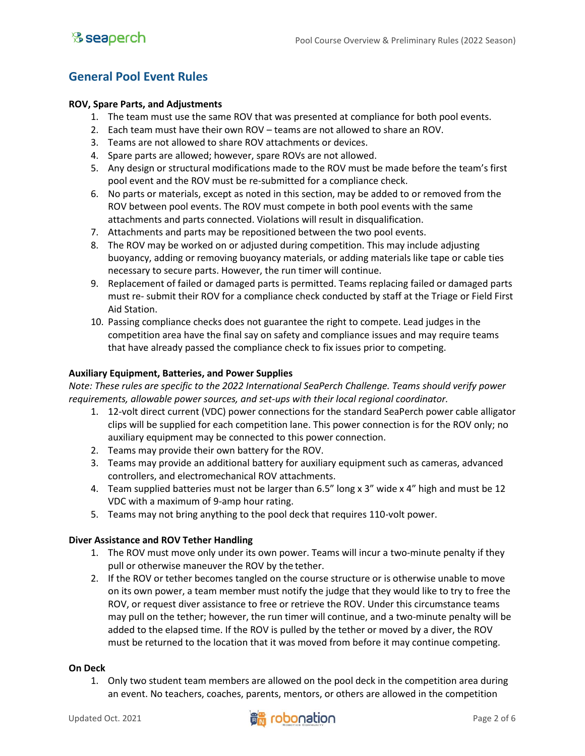## General Pool Event Rules

### ROV, Spare Parts, and Adjustments

1. The team must use the same ROV that was presented at compliance for both pool events.
2. Each team must have their own ROV – teams are not allowed to share an ROV.
3. Teams are not allowed to share ROV attachments or devices.
4. Spare parts are allowed; however, spare ROVs are not allowed.
5. Any design or structural modifications made to the ROV must be made before the team's first pool event and the ROV must be re-submitted for a compliance check.
6. No parts or materials, except as noted in this section, may be added to or removed from the ROV between pool events. The ROV must compete in both pool events with the same attachments and parts connected. Violations will result in disqualification.
7. Attachments and parts may be repositioned between the two pool events.
8. The ROV may be worked on or adjusted during competition. This may include adjusting buoyancy, adding or removing buoyancy materials, or adding materials like tape or cable ties necessary to secure parts. However, the run timer will continue.
9. Replacement of failed or damaged parts is permitted. Teams replacing failed or damaged parts must re- submit their ROV for a compliance check conducted by staff at the Triage or Field First Aid Station.
10. Passing compliance checks does not guarantee the right to compete. Lead judges in the competition area have the final say on safety and compliance issues and may require teams that have already passed the compliance check to fix issues prior to competing.

### Auxiliary Equipment, Batteries, and Power Supplies

*Note: These rules are specific to the 2022 International SeaPerch Challenge. Teams should verify power requirements, allowable power sources, and set-ups with their local regional coordinator.*

1. 12-volt direct current (VDC) power connections for the standard SeaPerch power cable alligator clips will be supplied for each competition lane. This power connection is for the ROV only; no auxiliary equipment may be connected to this power connection.
2. Teams may provide their own battery for the ROV.
3. Teams may provide an additional battery for auxiliary equipment such as cameras, advanced controllers, and electromechanical ROV attachments.
4. Team supplied batteries must not be larger than 6.5" long x 3" wide x 4" high and must be 12 VDC with a maximum of 9-amp hour rating.
5. Teams may not bring anything to the pool deck that requires 110-volt power.

### Diver Assistance and ROV Tether Handling

1. The ROV must move only under its own power. Teams will incur a two-minute penalty if they pull or otherwise maneuver the ROV by the tether.
2. If the ROV or tether becomes tangled on the course structure or is otherwise unable to move on its own power, a team member must notify the judge that they would like to try to free the ROV, or request diver assistance to free or retrieve the ROV. Under this circumstance teams may pull on the tether; however, the run timer will continue, and a two-minute penalty will be added to the elapsed time. If the ROV is pulled by the tether or moved by a diver, the ROV must be returned to the location that it was moved from before it may continue competing.

### On Deck

1. Only two student team members are allowed on the pool deck in the competition area during an event. No teachers, coaches, parents, mentors, or others are allowed in the competition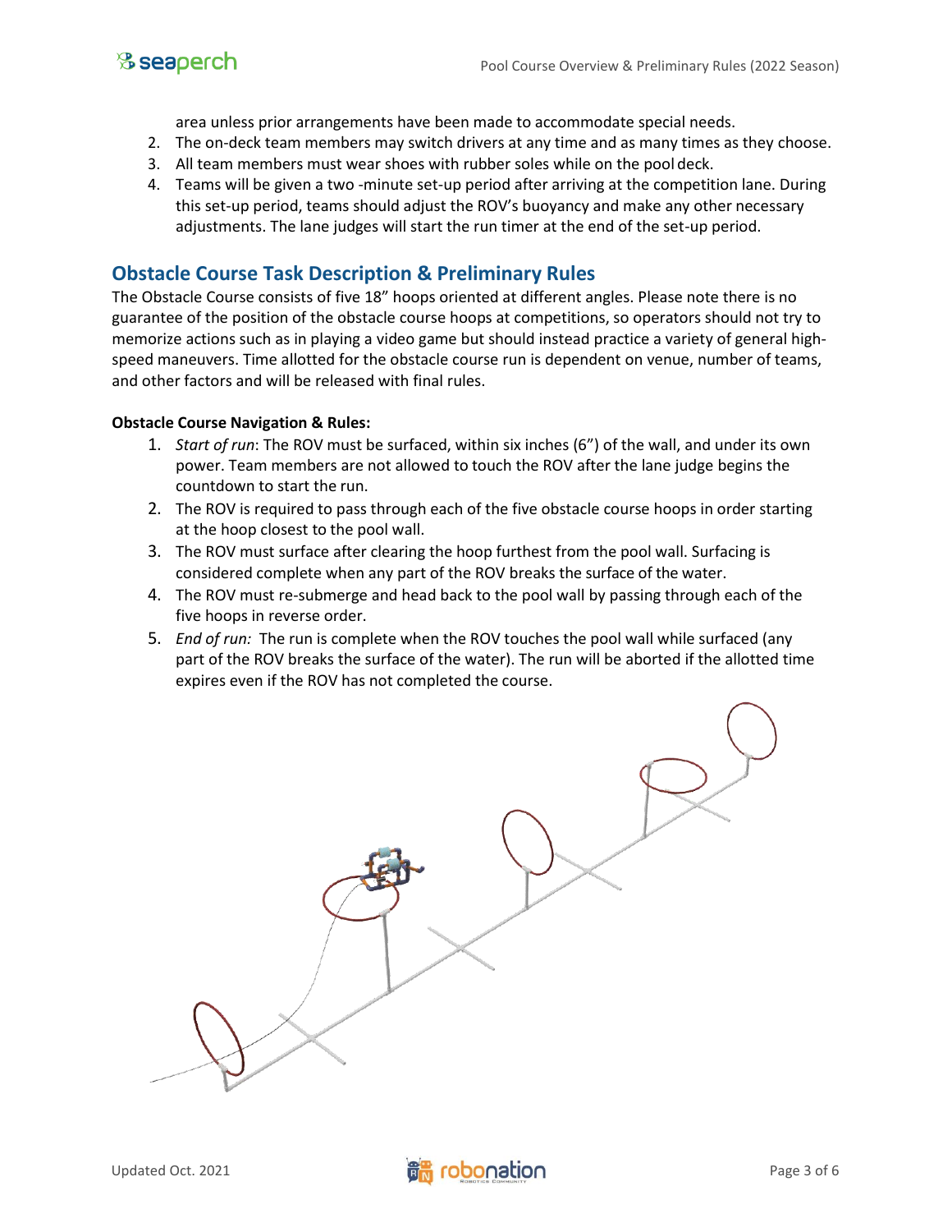area unless prior arrangements have been made to accommodate special needs.

2. The on-deck team members may switch drivers at any time and as many times as they choose.
3. All team members must wear shoes with rubber soles while on the pool deck.
4. Teams will be given a two -minute set-up period after arriving at the competition lane. During this set-up period, teams should adjust the ROV's buoyancy and make any other necessary adjustments. The lane judges will start the run timer at the end of the set-up period.

## Obstacle Course Task Description & Preliminary Rules

The Obstacle Course consists of five 18" hoops oriented at different angles. Please note there is no guarantee of the position of the obstacle course hoops at competitions, so operators should not try to memorize actions such as in playing a video game but should instead practice a variety of general high-speed maneuvers. Time allotted for the obstacle course run is dependent on venue, number of teams, and other factors and will be released with final rules.

**Obstacle Course Navigation & Rules:**

1. *Start of run*: The ROV must be surfaced, within six inches (6") of the wall, and under its own power. Team members are not allowed to touch the ROV after the lane judge begins the countdown to start the run.
2. The ROV is required to pass through each of the five obstacle course hoops in order starting at the hoop closest to the pool wall.
3. The ROV must surface after clearing the hoop furthest from the pool wall. Surfacing is considered complete when any part of the ROV breaks the surface of the water.
4. The ROV must re-submerge and head back to the pool wall by passing through each of the five hoops in reverse order.
5. *End of run:* The run is complete when the ROV touches the pool wall while surfaced (any part of the ROV breaks the surface of the water). The run will be aborted if the allotted time expires even if the ROV has not completed the course.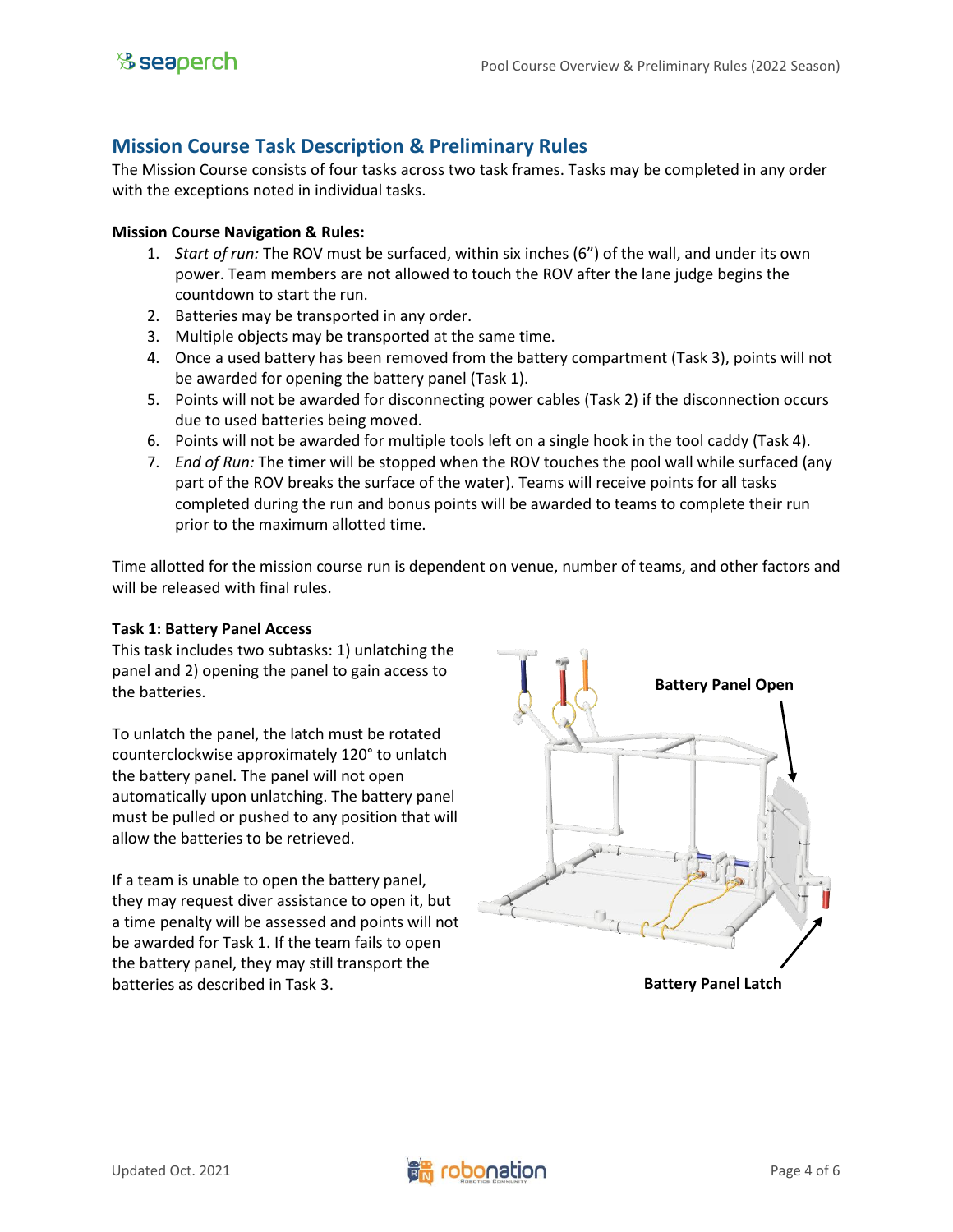## Mission Course Task Description & Preliminary Rules

The Mission Course consists of four tasks across two task frames. Tasks may be completed in any order with the exceptions noted in individual tasks.

**Mission Course Navigation & Rules:**

1. *Start of run:* The ROV must be surfaced, within six inches (6") of the wall, and under its own power. Team members are not allowed to touch the ROV after the lane judge begins the countdown to start the run.
2. Batteries may be transported in any order.
3. Multiple objects may be transported at the same time.
4. Once a used battery has been removed from the battery compartment (Task 3), points will not be awarded for opening the battery panel (Task 1).
5. Points will not be awarded for disconnecting power cables (Task 2) if the disconnection occurs due to used batteries being moved.
6. Points will not be awarded for multiple tools left on a single hook in the tool caddy (Task 4).
7. *End of Run:* The timer will be stopped when the ROV touches the pool wall while surfaced (any part of the ROV breaks the surface of the water). Teams will receive points for all tasks completed during the run and bonus points will be awarded to teams to complete their run prior to the maximum allotted time.

Time allotted for the mission course run is dependent on venue, number of teams, and other factors and will be released with final rules.

**Task 1: Battery Panel Access**

This task includes two subtasks: 1) unlatching the panel and 2) opening the panel to gain access to the batteries.

To unlatch the panel, the latch must be rotated counterclockwise approximately 120° to unlatch the battery panel. The panel will not open automatically upon unlatching. The battery panel must be pulled or pushed to any position that will allow the batteries to be retrieved.

If a team is unable to open the battery panel, they may request diver assistance to open it, but a time penalty will be assessed and points will not be awarded for Task 1. If the team fails to open the battery panel, they may still transport the batteries as described in Task 3.

**Battery Panel Open**

**Battery Panel Latch**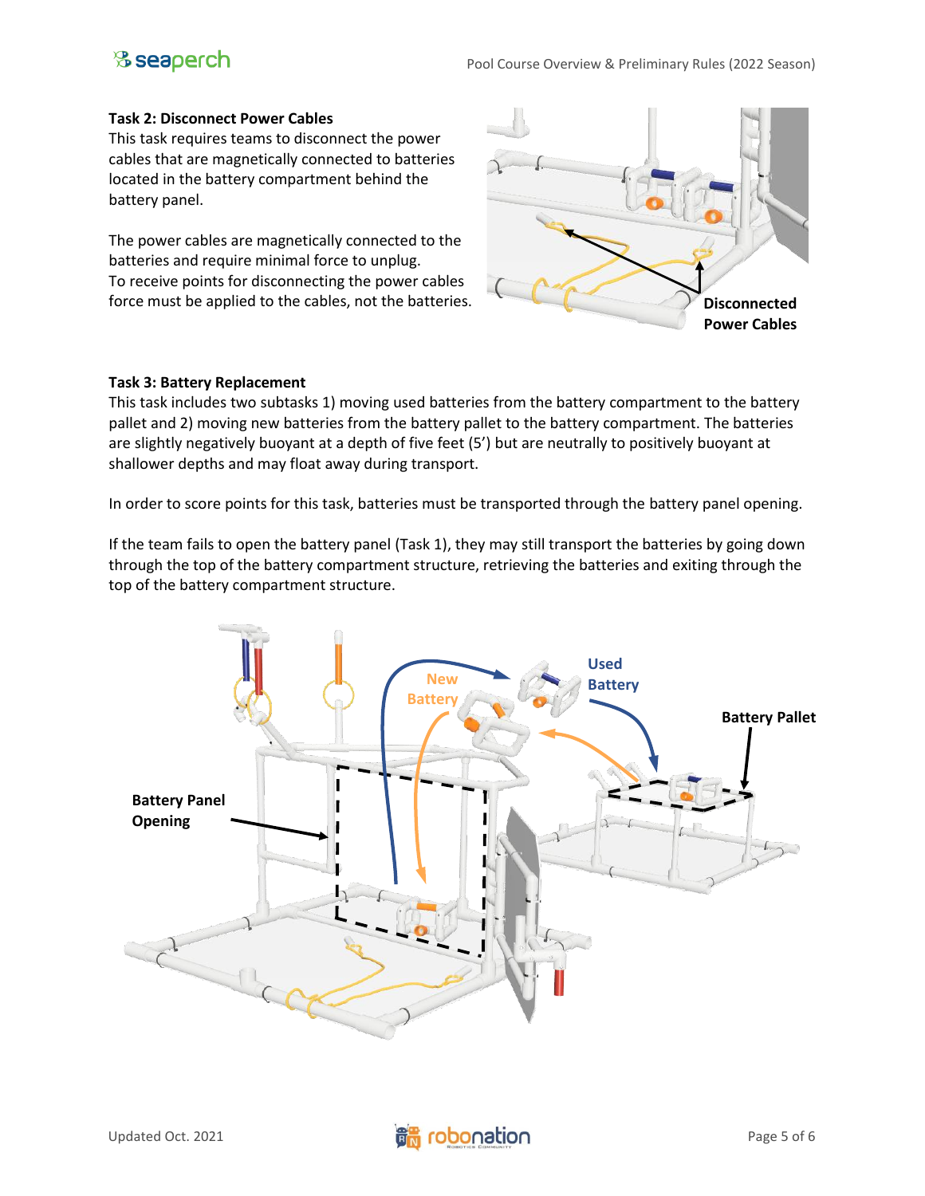**Task 2: Disconnect Power Cables**

This task requires teams to disconnect the power cables that are magnetically connected to batteries located in the battery compartment behind the battery panel.

The power cables are magnetically connected to the batteries and require minimal force to unplug. To receive points for disconnecting the power cables force must be applied to the cables, not the batteries.

**Task 3: Battery Replacement**

This task includes two subtasks 1) moving used batteries from the battery compartment to the battery pallet and 2) moving new batteries from the battery pallet to the battery compartment. The batteries are slightly negatively buoyant at a depth of five feet (5') but are neutrally to positively buoyant at shallower depths and may float away during transport.

In order to score points for this task, batteries must be transported through the battery panel opening.

If the team fails to open the battery panel (Task 1), they may still transport the batteries by going down through the top of the battery compartment structure, retrieving the batteries and exiting through the top of the battery compartment structure.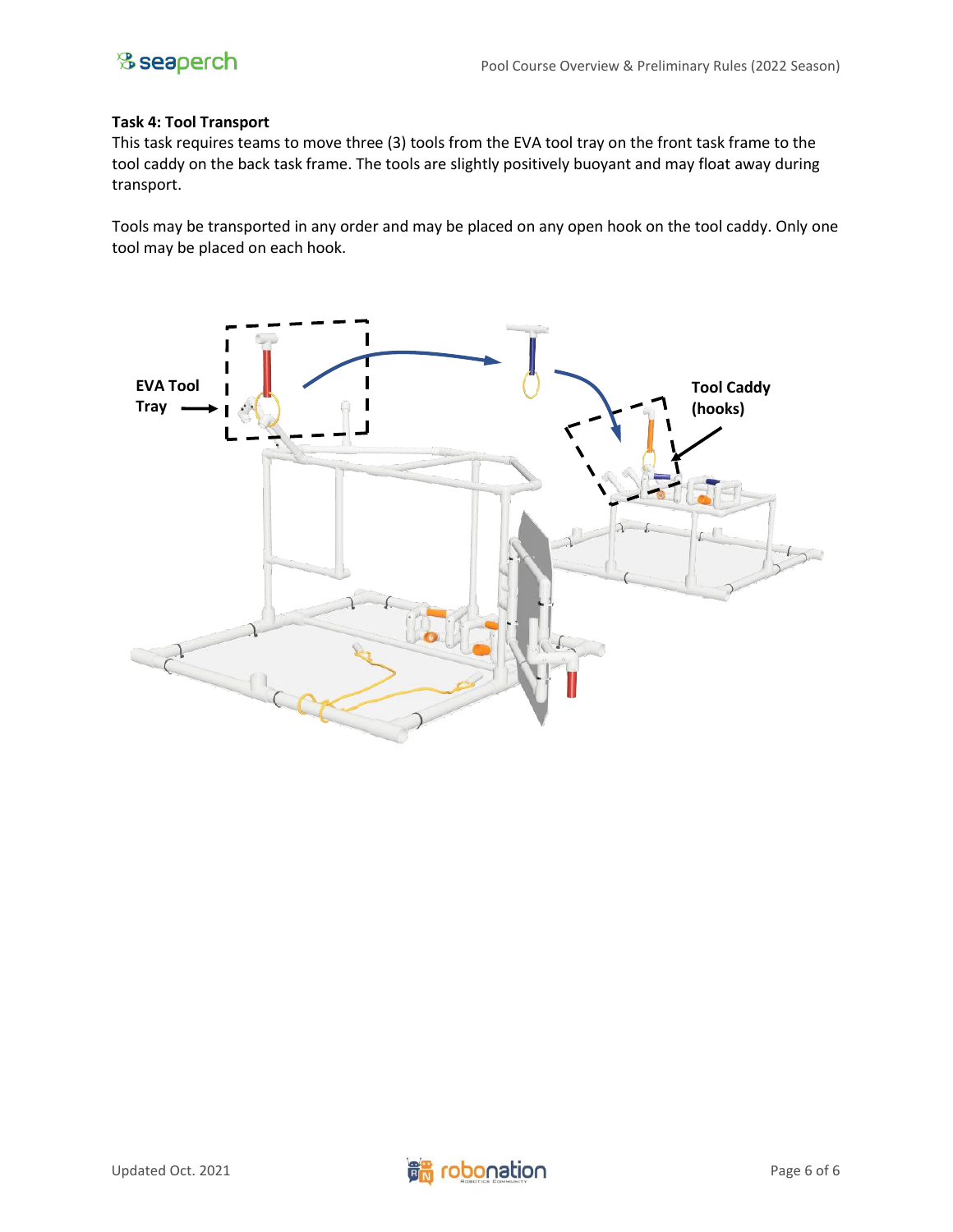**Task 4: Tool Transport**

This task requires teams to move three (3) tools from the EVA tool tray on the front task frame to the tool caddy on the back task frame. The tools are slightly positively buoyant and may float away during transport.

Tools may be transported in any order and may be placed on any open hook on the tool caddy. Only one tool may be placed on each hook.

EVA Tool Tray

Tool Caddy (hooks)

Updated Oct. 2021